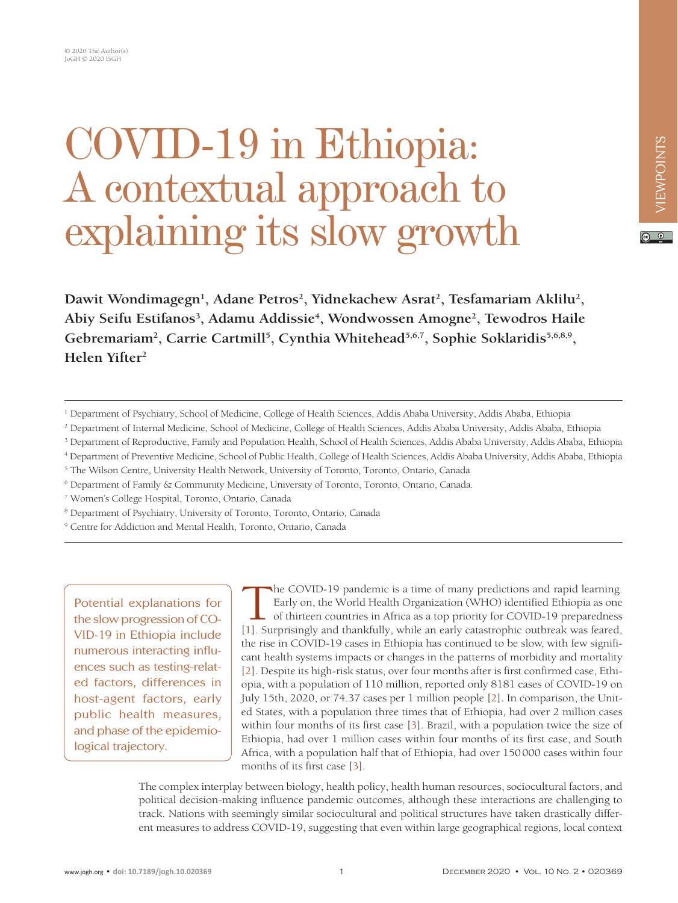# COVID-19 in Ethiopia: A contextual approach to explaining its slow growth

**Dawit Wondimagegn[1], Adane Petros[2], Yidnekachew Asrat[2], Tesfamariam Aklilu[2], Abiy Seifu Estifanos[3], Adamu Addissie[4], Wondwossen Amogne[2], Tewodros Haile Gebremariam[2], Carrie Cartmill[5], Cynthia Whitehead[5,6,7], Sophie Soklaridis[5,6,8,9], Helen Yifter[2]**

[1] Department of Psychiatry, School of Medicine, College of Health Sciences, Addis Ababa University, Addis Ababa, Ethiopia
[2] Department of Internal Medicine, School of Medicine, College of Health Sciences, Addis Ababa University, Addis Ababa, Ethiopia
[3] Department of Reproductive, Family and Population Health, School of Health Sciences, Addis Ababa University, Addis Ababa, Ethiopia
[4] Department of Preventive Medicine, School of Public Health, College of Health Sciences, Addis Ababa University, Addis Ababa, Ethiopia
[5] The Wilson Centre, University Health Network, University of Toronto, Toronto, Ontario, Canada
[6] Department of Family & Community Medicine, University of Toronto, Toronto, Ontario, Canada.
[7] Women's College Hospital, Toronto, Ontario, Canada
[8] Department of Psychiatry, University of Toronto, Toronto, Ontario, Canada
[9] Centre for Addiction and Mental Health, Toronto, Ontario, Canada

> Potential explanations for the slow progression of COVID-19 in Ethiopia include numerous interacting influences such as testing-related factors, differences in host-agent factors, early public health measures, and phase of the epidemiological trajectory.

The COVID-19 pandemic is a time of many predictions and rapid learning. Early on, the World Health Organization (WHO) identified Ethiopia as one of thirteen countries in Africa as a top priority for COVID-19 preparedness [1]. Surprisingly and thankfully, while an early catastrophic outbreak was feared, the rise in COVID-19 cases in Ethiopia has continued to be slow, with few significant health systems impacts or changes in the patterns of morbidity and mortality [2]. Despite its high-risk status, over four months after is first confirmed case, Ethiopia, with a population of 110 million, reported only 8181 cases of COVID-19 on July 15th, 2020, or 74.37 cases per 1 million people [2]. In comparison, the United States, with a population three times that of Ethiopia, had over 2 million cases within four months of its first case [3]. Brazil, with a population twice the size of Ethiopia, had over 1 million cases within four months of its first case, and South Africa, with a population half that of Ethiopia, had over 150 000 cases within four months of its first case [3].

The complex interplay between biology, health policy, health human resources, sociocultural factors, and political decision-making influence pandemic outcomes, although these interactions are challenging to track. Nations with seemingly similar sociocultural and political structures have taken drastically different measures to address COVID-19, suggesting that even within large geographical regions, local context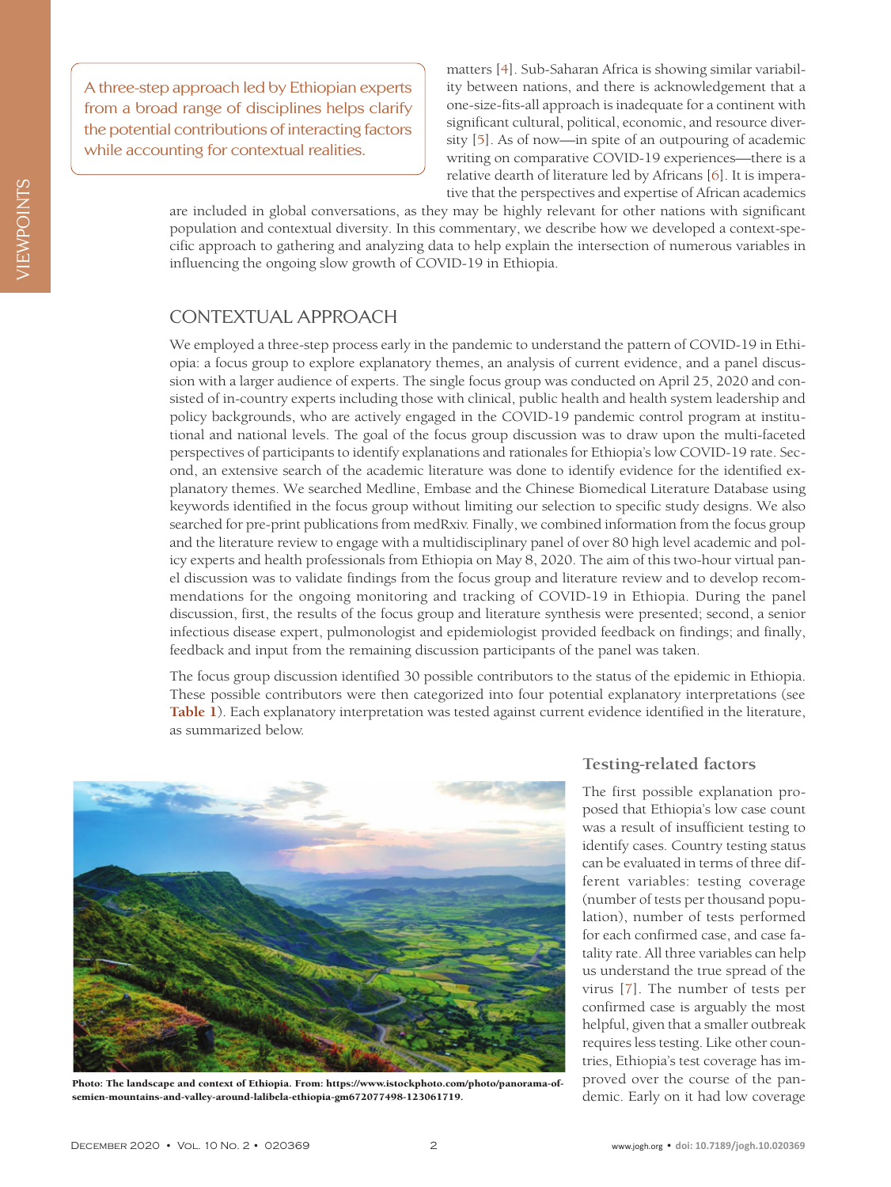A three-step approach led by Ethiopian experts from a broad range of disciplines helps clarify the potential contributions of interacting factors while accounting for contextual realities.

matters [4]. Sub-Saharan Africa is showing similar variability between nations, and there is acknowledgement that a one-size-fits-all approach is inadequate for a continent with significant cultural, political, economic, and resource diversity [5]. As of now—in spite of an outpouring of academic writing on comparative COVID-19 experiences—there is a relative dearth of literature led by Africans [6]. It is imperative that the perspectives and expertise of African academics are included in global conversations, as they may be highly relevant for other nations with significant population and contextual diversity. In this commentary, we describe how we developed a context-specific approach to gathering and analyzing data to help explain the intersection of numerous variables in influencing the ongoing slow growth of COVID-19 in Ethiopia.

## CONTEXTUAL APPROACH

We employed a three-step process early in the pandemic to understand the pattern of COVID-19 in Ethiopia: a focus group to explore explanatory themes, an analysis of current evidence, and a panel discussion with a larger audience of experts. The single focus group was conducted on April 25, 2020 and consisted of in-country experts including those with clinical, public health and health system leadership and policy backgrounds, who are actively engaged in the COVID-19 pandemic control program at institutional and national levels. The goal of the focus group discussion was to draw upon the multi-faceted perspectives of participants to identify explanations and rationales for Ethiopia's low COVID-19 rate. Second, an extensive search of the academic literature was done to identify evidence for the identified explanatory themes. We searched Medline, Embase and the Chinese Biomedical Literature Database using keywords identified in the focus group without limiting our selection to specific study designs. We also searched for pre-print publications from medRxiv. Finally, we combined information from the focus group and the literature review to engage with a multidisciplinary panel of over 80 high level academic and policy experts and health professionals from Ethiopia on May 8, 2020. The aim of this two-hour virtual panel discussion was to validate findings from the focus group and literature review and to develop recommendations for the ongoing monitoring and tracking of COVID-19 in Ethiopia. During the panel discussion, first, the results of the focus group and literature synthesis were presented; second, a senior infectious disease expert, pulmonologist and epidemiologist provided feedback on findings; and finally, feedback and input from the remaining discussion participants of the panel was taken.

The focus group discussion identified 30 possible contributors to the status of the epidemic in Ethiopia. These possible contributors were then categorized into four potential explanatory interpretations (see **Table 1**). Each explanatory interpretation was tested against current evidence identified in the literature, as summarized below.

**Photo: The landscape and context of Ethiopia. From: https://www.istockphoto.com/photo/panorama-of-semien-mountains-and-valley-around-lalibela-ethiopia-gm672077498-123061719.**

### Testing-related factors

The first possible explanation proposed that Ethiopia's low case count was a result of insufficient testing to identify cases. Country testing status can be evaluated in terms of three different variables: testing coverage (number of tests per thousand population), number of tests performed for each confirmed case, and case fatality rate. All three variables can help us understand the true spread of the virus [7]. The number of tests per confirmed case is arguably the most helpful, given that a smaller outbreak requires less testing. Like other countries, Ethiopia's test coverage has improved over the course of the pandemic. Early on it had low coverage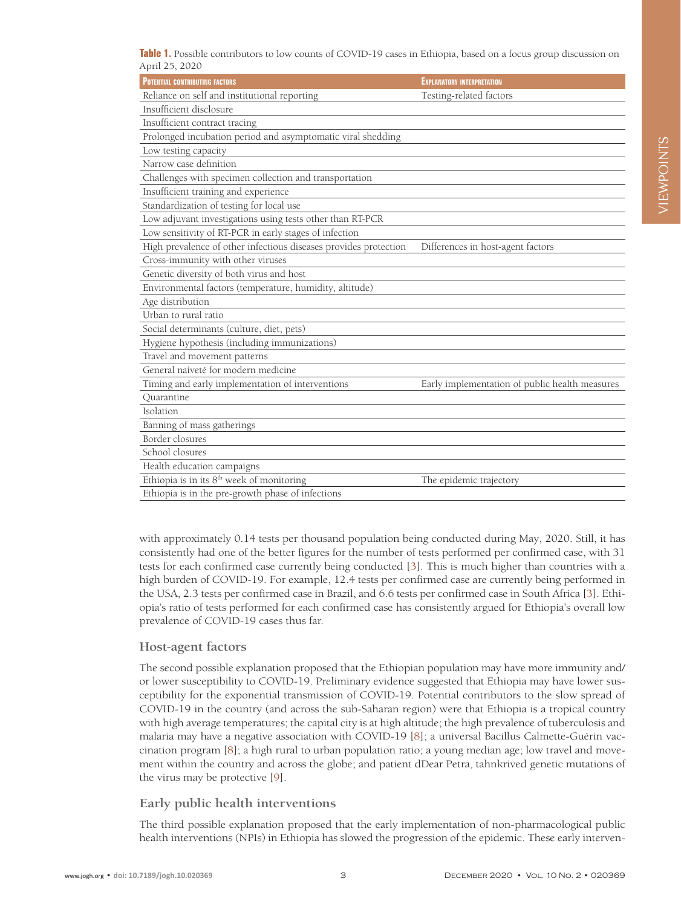**Table 1.** Possible contributors to low counts of COVID-19 cases in Ethiopia, based on a focus group discussion on April 25, 2020

| Potential contributing factors | Explanatory interpretation |
|---|---|
| Reliance on self and institutional reporting | Testing-related factors |
| Insufficient disclosure | |
| Insufficient contract tracing | |
| Prolonged incubation period and asymptomatic viral shedding | |
| Low testing capacity | |
| Narrow case definition | |
| Challenges with specimen collection and transportation | |
| Insufficient training and experience | |
| Standardization of testing for local use | |
| Low adjuvant investigations using tests other than RT-PCR | |
| Low sensitivity of RT-PCR in early stages of infection | |
| High prevalence of other infectious diseases provides protection | Differences in host-agent factors |
| Cross-immunity with other viruses | |
| Genetic diversity of both virus and host | |
| Environmental factors (temperature, humidity, altitude) | |
| Age distribution | |
| Urban to rural ratio | |
| Social determinants (culture, diet, pets) | |
| Hygiene hypothesis (including immunizations) | |
| Travel and movement patterns | |
| General naiveté for modern medicine | |
| Timing and early implementation of interventions | Early implementation of public health measures |
| Quarantine | |
| Isolation | |
| Banning of mass gatherings | |
| Border closures | |
| School closures | |
| Health education campaigns | |
| Ethiopia is in its $8^{th}$ week of monitoring | The epidemic trajectory |
| Ethiopia is in the pre-growth phase of infections | |

with approximately 0.14 tests per thousand population being conducted during May, 2020. Still, it has consistently had one of the better figures for the number of tests performed per confirmed case, with 31 tests for each confirmed case currently being conducted [3]. This is much higher than countries with a high burden of COVID-19. For example, 12.4 tests per confirmed case are currently being performed in the USA, 2.3 tests per confirmed case in Brazil, and 6.6 tests per confirmed case in South Africa [3]. Ethiopia's ratio of tests performed for each confirmed case has consistently argued for Ethiopia's overall low prevalence of COVID-19 cases thus far.

## Host-agent factors

The second possible explanation proposed that the Ethiopian population may have more immunity and/or lower susceptibility to COVID-19. Preliminary evidence suggested that Ethiopia may have lower susceptibility for the exponential transmission of COVID-19. Potential contributors to the slow spread of COVID-19 in the country (and across the sub-Saharan region) were that Ethiopia is a tropical country with high average temperatures; the capital city is at high altitude; the high prevalence of tuberculosis and malaria may have a negative association with COVID-19 [8]; a universal Bacillus Calmette-Guérin vaccination program [8]; a high rural to urban population ratio; a young median age; low travel and movement within the country and across the globe; and patient dDear Petra, tahnkrived genetic mutations of the virus may be protective [9].

## Early public health interventions

The third possible explanation proposed that the early implementation of non-pharmacological public health interventions (NPIs) in Ethiopia has slowed the progression of the epidemic. These early interven-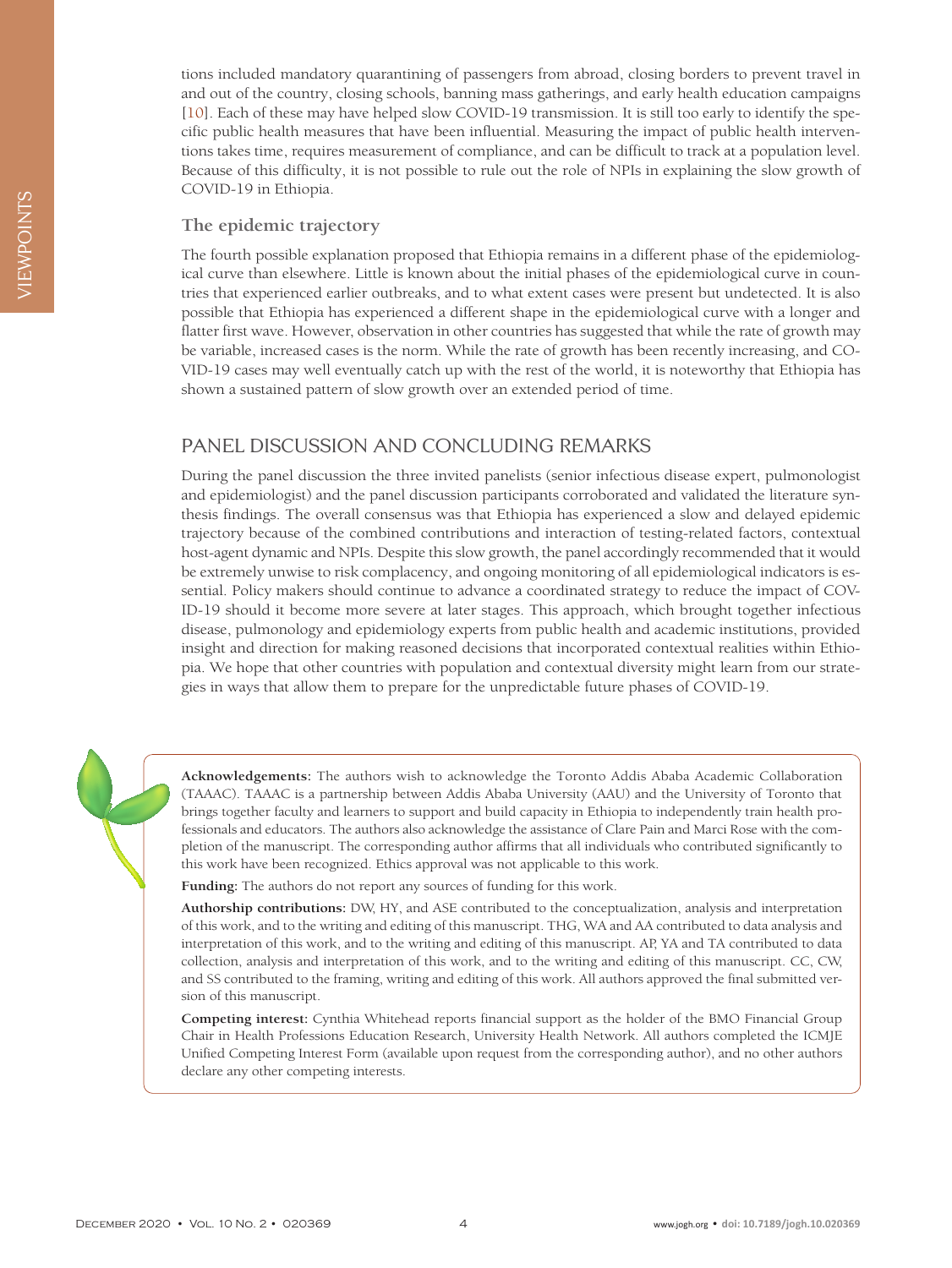tions included mandatory quarantining of passengers from abroad, closing borders to prevent travel in and out of the country, closing schools, banning mass gatherings, and early health education campaigns [10]. Each of these may have helped slow COVID-19 transmission. It is still too early to identify the specific public health measures that have been influential. Measuring the impact of public health interventions takes time, requires measurement of compliance, and can be difficult to track at a population level. Because of this difficulty, it is not possible to rule out the role of NPIs in explaining the slow growth of COVID-19 in Ethiopia.

### The epidemic trajectory

The fourth possible explanation proposed that Ethiopia remains in a different phase of the epidemiological curve than elsewhere. Little is known about the initial phases of the epidemiological curve in countries that experienced earlier outbreaks, and to what extent cases were present but undetected. It is also possible that Ethiopia has experienced a different shape in the epidemiological curve with a longer and flatter first wave. However, observation in other countries has suggested that while the rate of growth may be variable, increased cases is the norm. While the rate of growth has been recently increasing, and COVID-19 cases may well eventually catch up with the rest of the world, it is noteworthy that Ethiopia has shown a sustained pattern of slow growth over an extended period of time.

## PANEL DISCUSSION AND CONCLUDING REMARKS

During the panel discussion the three invited panelists (senior infectious disease expert, pulmonologist and epidemiologist) and the panel discussion participants corroborated and validated the literature synthesis findings. The overall consensus was that Ethiopia has experienced a slow and delayed epidemic trajectory because of the combined contributions and interaction of testing-related factors, contextual host-agent dynamic and NPIs. Despite this slow growth, the panel accordingly recommended that it would be extremely unwise to risk complacency, and ongoing monitoring of all epidemiological indicators is essential. Policy makers should continue to advance a coordinated strategy to reduce the impact of COVID-19 should it become more severe at later stages. This approach, which brought together infectious disease, pulmonology and epidemiology experts from public health and academic institutions, provided insight and direction for making reasoned decisions that incorporated contextual realities within Ethiopia. We hope that other countries with population and contextual diversity might learn from our strategies in ways that allow them to prepare for the unpredictable future phases of COVID-19.

**Acknowledgements:** The authors wish to acknowledge the Toronto Addis Ababa Academic Collaboration (TAAAC). TAAAC is a partnership between Addis Ababa University (AAU) and the University of Toronto that brings together faculty and learners to support and build capacity in Ethiopia to independently train health professionals and educators. The authors also acknowledge the assistance of Clare Pain and Marci Rose with the completion of the manuscript. The corresponding author affirms that all individuals who contributed significantly to this work have been recognized. Ethics approval was not applicable to this work.

**Funding:** The authors do not report any sources of funding for this work.

**Authorship contributions:** DW, HY, and ASE contributed to the conceptualization, analysis and interpretation of this work, and to the writing and editing of this manuscript. THG, WA and AA contributed to data analysis and interpretation of this work, and to the writing and editing of this manuscript. AP, YA and TA contributed to data collection, analysis and interpretation of this work, and to the writing and editing of this manuscript. CC, CW, and SS contributed to the framing, writing and editing of this work. All authors approved the final submitted version of this manuscript.

**Competing interest:** Cynthia Whitehead reports financial support as the holder of the BMO Financial Group Chair in Health Professions Education Research, University Health Network. All authors completed the ICMJE Unified Competing Interest Form (available upon request from the corresponding author), and no other authors declare any other competing interests.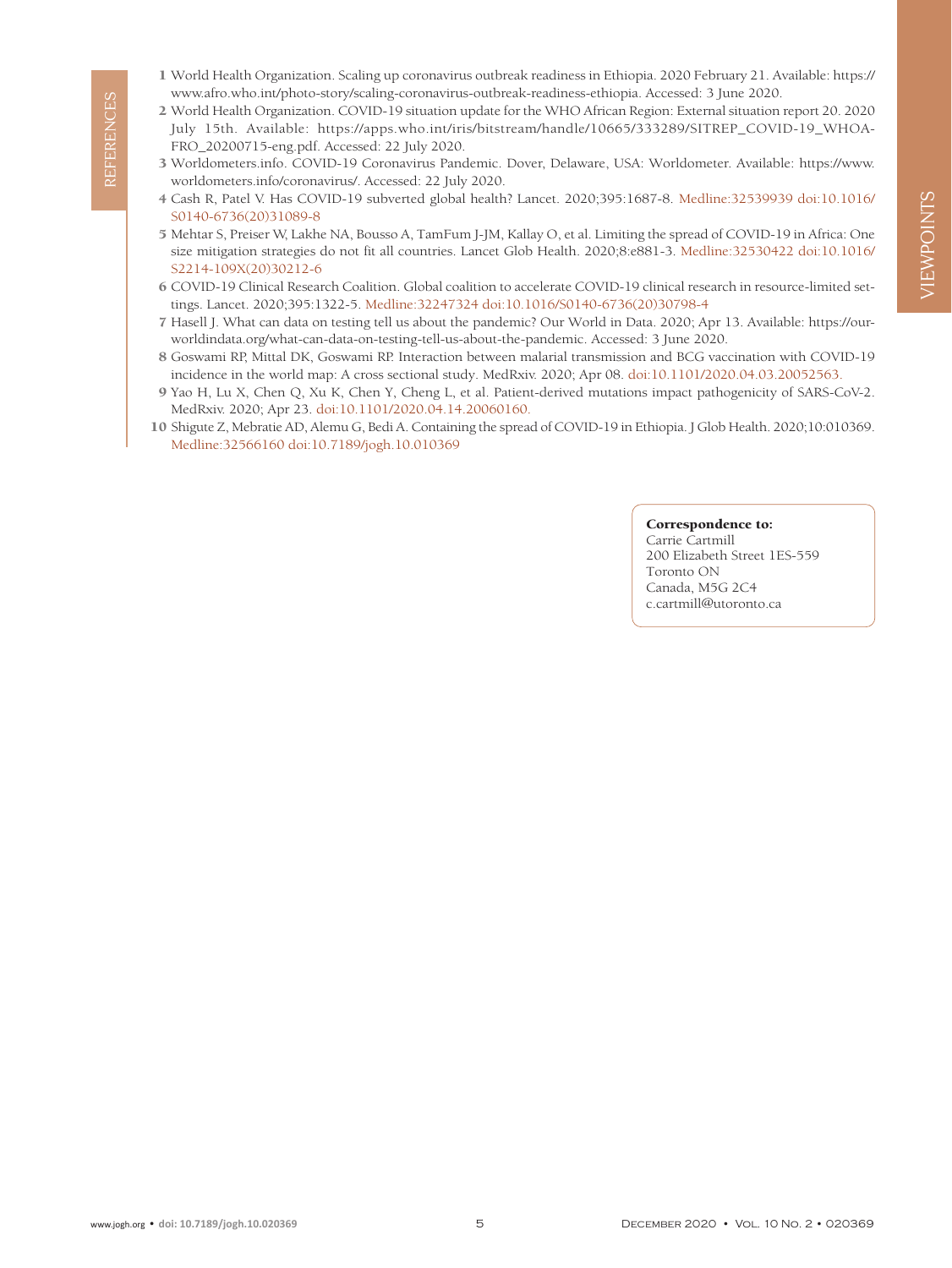## REFERENCES

1. World Health Organization. Scaling up coronavirus outbreak readiness in Ethiopia. 2020 February 21. Available: https://www.afro.who.int/photo-story/scaling-coronavirus-outbreak-readiness-ethiopia. Accessed: 3 June 2020.
2. World Health Organization. COVID-19 situation update for the WHO African Region: External situation report 20. 2020 July 15th. Available: https://apps.who.int/iris/bitstream/handle/10665/333289/SITREP_COVID-19_WHOAFRO_20200715-eng.pdf. Accessed: 22 July 2020.
3. Worldometers.info. COVID-19 Coronavirus Pandemic. Dover, Delaware, USA: Worldometer. Available: https://www.worldometers.info/coronavirus/. Accessed: 22 July 2020.
4. Cash R, Patel V. Has COVID-19 subverted global health? Lancet. 2020;395:1687-8. Medline:32539939 doi:10.1016/S0140-6736(20)31089-8
5. Mehtar S, Preiser W, Lakhe NA, Bousso A, TamFum J-JM, Kallay O, et al. Limiting the spread of COVID-19 in Africa: One size mitigation strategies do not fit all countries. Lancet Glob Health. 2020;8:e881-3. Medline:32530422 doi:10.1016/S2214-109X(20)30212-6
6. COVID-19 Clinical Research Coalition. Global coalition to accelerate COVID-19 clinical research in resource-limited settings. Lancet. 2020;395:1322-5. Medline:32247324 doi:10.1016/S0140-6736(20)30798-4
7. Hasell J. What can data on testing tell us about the pandemic? Our World in Data. 2020; Apr 13. Available: https://ourworldindata.org/what-can-data-on-testing-tell-us-about-the-pandemic. Accessed: 3 June 2020.
8. Goswami RP, Mittal DK, Goswami RP. Interaction between malarial transmission and BCG vaccination with COVID-19 incidence in the world map: A cross sectional study. MedRxiv. 2020; Apr 08. doi:10.1101/2020.04.03.20052563.
9. Yao H, Lu X, Chen Q, Xu K, Chen Y, Cheng L, et al. Patient-derived mutations impact pathogenicity of SARS-CoV-2. MedRxiv. 2020; Apr 23. doi:10.1101/2020.04.14.20060160.
10. Shigute Z, Mebratie AD, Alemu G, Bedi A. Containing the spread of COVID-19 in Ethiopia. J Glob Health. 2020;10:010369. Medline:32566160 doi:10.7189/jogh.10.010369

**Correspondence to:**
Carrie Cartmill
200 Elizabeth Street 1ES-559
Toronto ON
Canada, M5G 2C4
c.cartmill@utoronto.ca